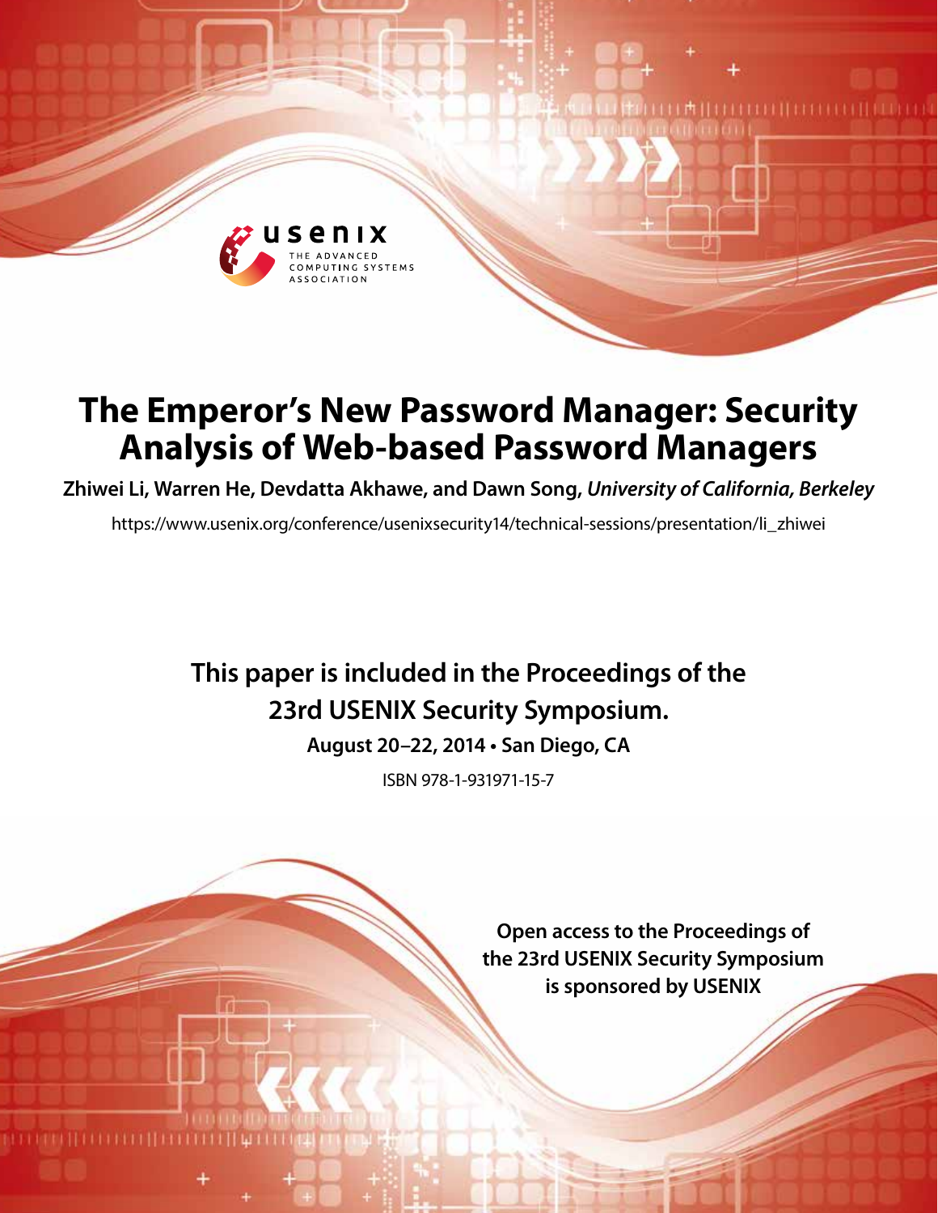usenix

THE ADVANCED COMPUTING SYSTEMS ASSOCIATION

# The Emperor's New Password Manager: Security Analysis of Web-based Password Managers

**Zhiwei Li, Warren He, Devdatta Akhawe, and Dawn Song,** ***University of California, Berkeley***

https://www.usenix.org/conference/usenixsecurity14/technical-sessions/presentation/li_zhiwei

**This paper is included in the Proceedings of the 23rd USENIX Security Symposium.**

**August 20–22, 2014 • San Diego, CA**

ISBN 978-1-931971-15-7

**Open access to the Proceedings of the 23rd USENIX Security Symposium is sponsored by USENIX**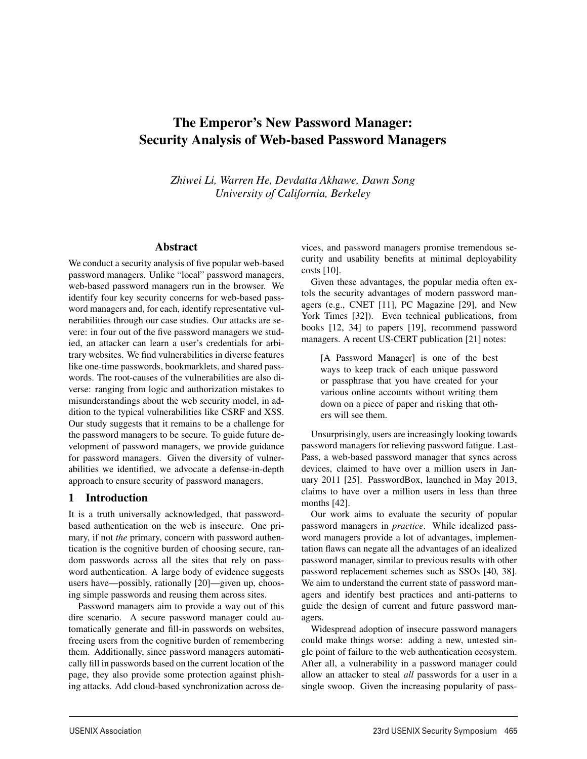# The Emperor's New Password Manager: Security Analysis of Web-based Password Managers

*Zhiwei Li, Warren He, Devdatta Akhawe, Dawn Song*
*University of California, Berkeley*

## Abstract

We conduct a security analysis of five popular web-based password managers. Unlike "local" password managers, web-based password managers run in the browser. We identify four key security concerns for web-based password managers and, for each, identify representative vulnerabilities through our case studies. Our attacks are severe: in four out of the five password managers we studied, an attacker can learn a user's credentials for arbitrary websites. We find vulnerabilities in diverse features like one-time passwords, bookmarklets, and shared passwords. The root-causes of the vulnerabilities are also diverse: ranging from logic and authorization mistakes to misunderstandings about the web security model, in addition to the typical vulnerabilities like CSRF and XSS. Our study suggests that it remains to be a challenge for the password managers to be secure. To guide future development of password managers, we provide guidance for password managers. Given the diversity of vulnerabilities we identified, we advocate a defense-in-depth approach to ensure security of password managers.

## 1 Introduction

It is a truth universally acknowledged, that password-based authentication on the web is insecure. One primary, if not *the* primary, concern with password authentication is the cognitive burden of choosing secure, random passwords across all the sites that rely on password authentication. A large body of evidence suggests users have—possibly, rationally [20]—given up, choosing simple passwords and reusing them across sites.

Password managers aim to provide a way out of this dire scenario. A secure password manager could automatically generate and fill-in passwords on websites, freeing users from the cognitive burden of remembering them. Additionally, since password managers automatically fill in passwords based on the current location of the page, they also provide some protection against phishing attacks. Add cloud-based synchronization across devices, and password managers promise tremendous security and usability benefits at minimal deployability costs [10].

Given these advantages, the popular media often extols the security advantages of modern password managers (e.g., CNET [11], PC Magazine [29], and New York Times [32]). Even technical publications, from books [12, 34] to papers [19], recommend password managers. A recent US-CERT publication [21] notes:

> [A Password Manager] is one of the best ways to keep track of each unique password or passphrase that you have created for your various online accounts without writing them down on a piece of paper and risking that others will see them.

Unsurprisingly, users are increasingly looking towards password managers for relieving password fatigue. LastPass, a web-based password manager that syncs across devices, claimed to have over a million users in January 2011 [25]. PasswordBox, launched in May 2013, claims to have over a million users in less than three months [42].

Our work aims to evaluate the security of popular password managers in *practice*. While idealized password managers provide a lot of advantages, implementation flaws can negate all the advantages of an idealized password manager, similar to previous results with other password replacement schemes such as SSOs [40, 38]. We aim to understand the current state of password managers and identify best practices and anti-patterns to guide the design of current and future password managers.

Widespread adoption of insecure password managers could make things worse: adding a new, untested single point of failure to the web authentication ecosystem. After all, a vulnerability in a password manager could allow an attacker to steal *all* passwords for a user in a single swoop. Given the increasing popularity of pass-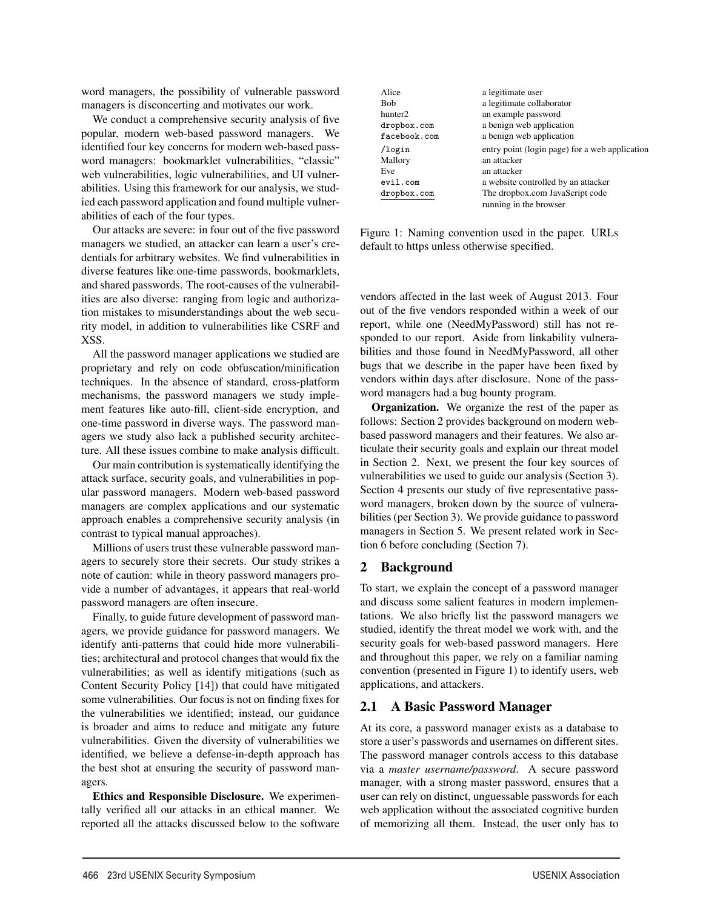word managers, the possibility of vulnerable password managers is disconcerting and motivates our work.

We conduct a comprehensive security analysis of five popular, modern web-based password managers. We identified four key concerns for modern web-based password managers: bookmarklet vulnerabilities, "classic" web vulnerabilities, logic vulnerabilities, and UI vulnerabilities. Using this framework for our analysis, we studied each password application and found multiple vulnerabilities of each of the four types.

Our attacks are severe: in four out of the five password managers we studied, an attacker can learn a user's credentials for arbitrary websites. We find vulnerabilities in diverse features like one-time passwords, bookmarklets, and shared passwords. The root-causes of the vulnerabilities are also diverse: ranging from logic and authorization mistakes to misunderstandings about the web security model, in addition to vulnerabilities like CSRF and XSS.

All the password manager applications we studied are proprietary and rely on code obfuscation/minification techniques. In the absence of standard, cross-platform mechanisms, the password managers we study implement features like auto-fill, client-side encryption, and one-time password in diverse ways. The password managers we study also lack a published security architecture. All these issues combine to make analysis difficult.

Our main contribution is systematically identifying the attack surface, security goals, and vulnerabilities in popular password managers. Modern web-based password managers are complex applications and our systematic approach enables a comprehensive security analysis (in contrast to typical manual approaches).

Millions of users trust these vulnerable password managers to securely store their secrets. Our study strikes a note of caution: while in theory password managers provide a number of advantages, it appears that real-world password managers are often insecure.

Finally, to guide future development of password managers, we provide guidance for password managers. We identify anti-patterns that could hide more vulnerabilities; architectural and protocol changes that would fix the vulnerabilities; as well as identify mitigations (such as Content Security Policy [14]) that could have mitigated some vulnerabilities. Our focus is not on finding fixes for the vulnerabilities we identified; instead, our guidance is broader and aims to reduce and mitigate any future vulnerabilities. Given the diversity of vulnerabilities we identified, we believe a defense-in-depth approach has the best shot at ensuring the security of password managers.

**Ethics and Responsible Disclosure.** We experimentally verified all our attacks in an ethical manner. We reported all the attacks discussed below to the software vendors affected in the last week of August 2013. Four out of the five vendors responded within a week of our report, while one (NeedMyPassword) still has not responded to our report. Aside from linkability vulnerabilities and those found in NeedMyPassword, all other bugs that we describe in the paper have been fixed by vendors within days after disclosure. None of the password managers had a bug bounty program.

**Organization.** We organize the rest of the paper as follows: Section 2 provides background on modern web-based password managers and their features. We also articulate their security goals and explain our threat model in Section 2. Next, we present the four key sources of vulnerabilities we used to guide our analysis (Section 3). Section 4 presents our study of five representative password managers, broken down by the source of vulnerabilities (per Section 3). We provide guidance to password managers in Section 5. We present related work in Section 6 before concluding (Section 7).

| | |
|---|---|
| Alice | a legitimate user |
| Bob | a legitimate collaborator |
| hunter2 | an example password |
| `dropbox.com` | a benign web application |
| `facebook.com` | a benign web application |
| `/login` | entry point (login page) for a web application |
| Mallory | an attacker |
| Eve | an attacker |
| `evil.com` | a website controlled by an attacker |
| <u>`dropbox.com`</u> | The dropbox.com JavaScript code running in the browser |

Figure 1: Naming convention used in the paper. URLs default to https unless otherwise specified.

## 2 Background

To start, we explain the concept of a password manager and discuss some salient features in modern implementations. We also briefly list the password managers we studied, identify the threat model we work with, and the security goals for web-based password managers. Here and throughout this paper, we rely on a familiar naming convention (presented in Figure 1) to identify users, web applications, and attackers.

### 2.1 A Basic Password Manager

At its core, a password manager exists as a database to store a user's passwords and usernames on different sites. The password manager controls access to this database via a *master username/password*. A secure password manager, with a strong master password, ensures that a user can rely on distinct, unguessable passwords for each web application without the associated cognitive burden of memorizing all them. Instead, the user only has to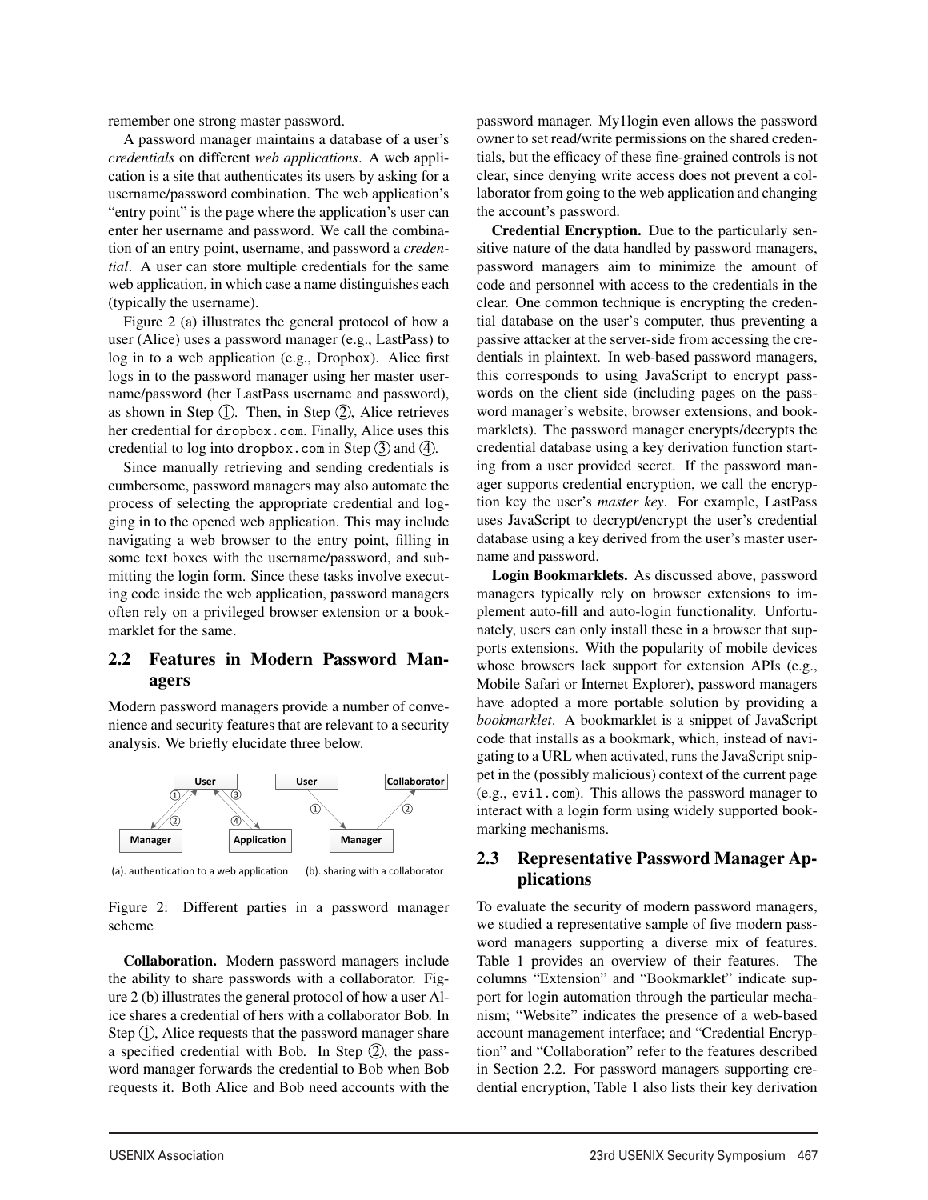remember one strong master password.

A password manager maintains a database of a user's *credentials* on different *web applications*. A web application is a site that authenticates its users by asking for a username/password combination. The web application's "entry point" is the page where the application's user can enter her username and password. We call the combination of an entry point, username, and password a *credential*. A user can store multiple credentials for the same web application, in which case a name distinguishes each (typically the username).

Figure 2 (a) illustrates the general protocol of how a user (Alice) uses a password manager (e.g., LastPass) to log in to a web application (e.g., Dropbox). Alice first logs in to the password manager using her master username/password (her LastPass username and password), as shown in Step ①. Then, in Step ②, Alice retrieves her credential for `dropbox.com`. Finally, Alice uses this credential to log into `dropbox.com` in Step ③ and ④.

Since manually retrieving and sending credentials is cumbersome, password managers may also automate the process of selecting the appropriate credential and logging in to the opened web application. This may include navigating a web browser to the entry point, filling in some text boxes with the username/password, and submitting the login form. Since these tasks involve executing code inside the web application, password managers often rely on a privileged browser extension or a bookmarklet for the same.

## 2.2 Features in Modern Password Managers

Modern password managers provide a number of convenience and security features that are relevant to a security analysis. We briefly elucidate three below.

(a). authentication to a web application (b). sharing with a collaborator

Figure 2: Different parties in a password manager scheme

**Collaboration.** Modern password managers include the ability to share passwords with a collaborator. Figure 2 (b) illustrates the general protocol of how a user Alice shares a credential of hers with a collaborator Bob. In Step ①, Alice requests that the password manager share a specified credential with Bob. In Step ②, the password manager forwards the credential to Bob when Bob requests it. Both Alice and Bob need accounts with the password manager. My1login even allows the password owner to set read/write permissions on the shared credentials, but the efficacy of these fine-grained controls is not clear, since denying write access does not prevent a collaborator from going to the web application and changing the account's password.

**Credential Encryption.** Due to the particularly sensitive nature of the data handled by password managers, password managers aim to minimize the amount of code and personnel with access to the credentials in the clear. One common technique is encrypting the credential database on the user's computer, thus preventing a passive attacker at the server-side from accessing the credentials in plaintext. In web-based password managers, this corresponds to using JavaScript to encrypt passwords on the client side (including pages on the password manager's website, browser extensions, and bookmarklets). The password manager encrypts/decrypts the credential database using a key derivation function starting from a user provided secret. If the password manager supports credential encryption, we call the encryption key the user's *master key*. For example, LastPass uses JavaScript to decrypt/encrypt the user's credential database using a key derived from the user's master username and password.

**Login Bookmarklets.** As discussed above, password managers typically rely on browser extensions to implement auto-fill and auto-login functionality. Unfortunately, users can only install these in a browser that supports extensions. With the popularity of mobile devices whose browsers lack support for extension APIs (e.g., Mobile Safari or Internet Explorer), password managers have adopted a more portable solution by providing a *bookmarklet*. A bookmarklet is a snippet of JavaScript code that installs as a bookmark, which, instead of navigating to a URL when activated, runs the JavaScript snippet in the (possibly malicious) context of the current page (e.g., `evil.com`). This allows the password manager to interact with a login form using widely supported bookmarking mechanisms.

## 2.3 Representative Password Manager Applications

To evaluate the security of modern password managers, we studied a representative sample of five modern password managers supporting a diverse mix of features. Table 1 provides an overview of their features. The columns "Extension" and "Bookmarklet" indicate support for login automation through the particular mechanism; "Website" indicates the presence of a web-based account management interface; and "Credential Encryption" and "Collaboration" refer to the features described in Section 2.2. For password managers supporting credential encryption, Table 1 also lists their key derivation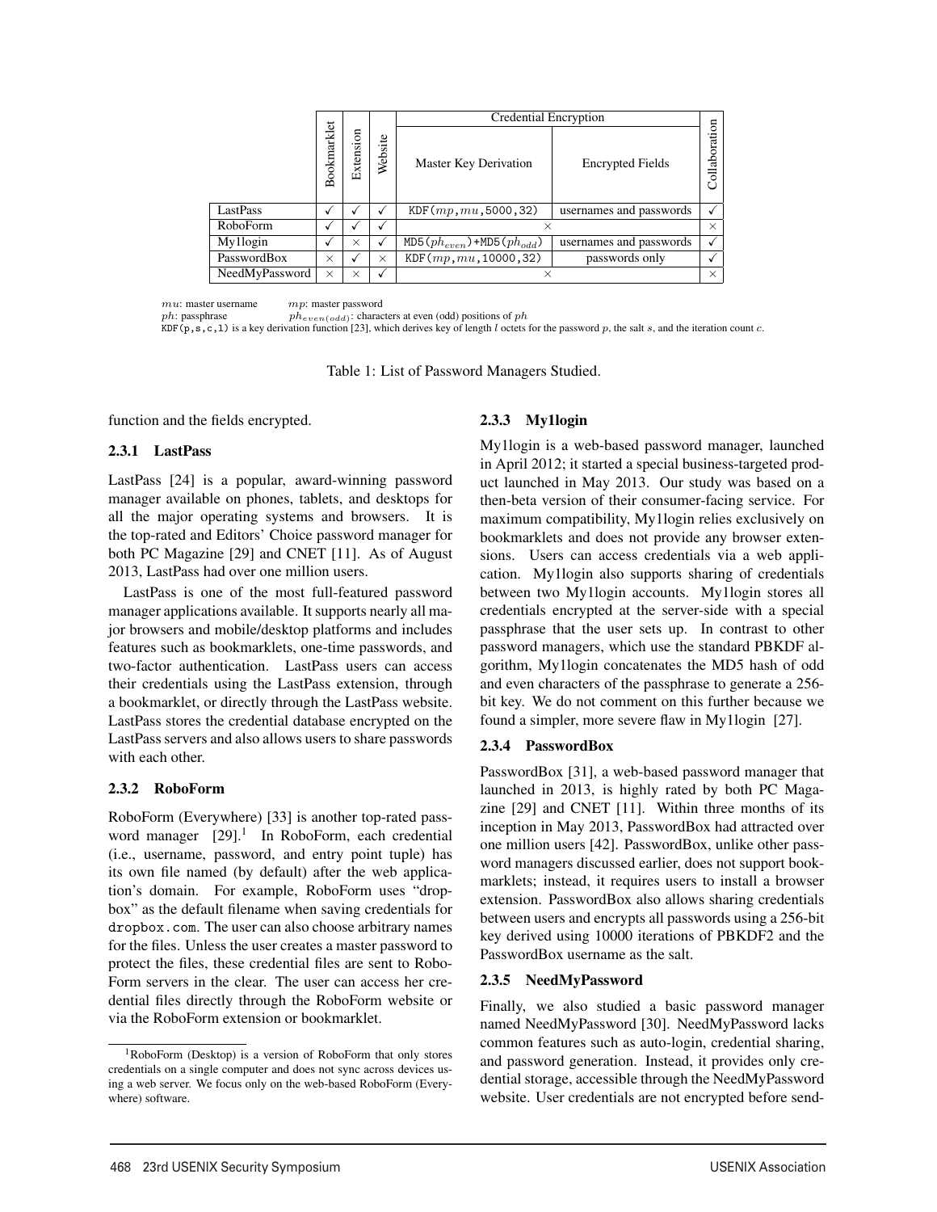| | Bookmarklet | Extension | Website | Credential Encryption | | Collaboration |
|---|---|---|---|---|---|---|
| | | | | Master Key Derivation | Encrypted Fields | |
| LastPass | ✓ | ✓ | ✓ | KDF($mp$,$mu$,5000,32) | usernames and passwords | ✓ |
| RoboForm | ✓ | ✓ | ✓ | × | | × |
| My1login | ✓ | × | ✓ | MD5($ph_{even}$)+MD5($ph_{odd}$) | usernames and passwords | ✓ |
| PasswordBox | × | ✓ | × | KDF($mp$,$mu$,10000,32) | passwords only | ✓ |
| NeedMyPassword | × | × | ✓ | × | | × |

$mu$: master username $mp$: master password
$ph$: passphrase $ph_{even(odd)}$: characters at even (odd) positions of $ph$
KDF(p,s,c,l) is a key derivation function [23], which derives key of length $l$ octets for the password $p$, the salt $s$, and the iteration count $c$.

Table 1: List of Password Managers Studied.

function and the fields encrypted.

### 2.3.1 LastPass

LastPass [24] is a popular, award-winning password manager available on phones, tablets, and desktops for all the major operating systems and browsers. It is the top-rated and Editors' Choice password manager for both PC Magazine [29] and CNET [11]. As of August 2013, LastPass had over one million users.

LastPass is one of the most full-featured password manager applications available. It supports nearly all major browsers and mobile/desktop platforms and includes features such as bookmarklets, one-time passwords, and two-factor authentication. LastPass users can access their credentials using the LastPass extension, through a bookmarklet, or directly through the LastPass website. LastPass stores the credential database encrypted on the LastPass servers and also allows users to share passwords with each other.

### 2.3.2 RoboForm

RoboForm (Everywhere) [33] is another top-rated password manager [29].[1] In RoboForm, each credential (i.e., username, password, and entry point tuple) has its own file named (by default) after the web application's domain. For example, RoboForm uses "dropbox" as the default filename when saving credentials for dropbox.com. The user can also choose arbitrary names for the files. Unless the user creates a master password to protect the files, these credential files are sent to RoboForm servers in the clear. The user can access her credential files directly through the RoboForm website or via the RoboForm extension or bookmarklet.

[1] RoboForm (Desktop) is a version of RoboForm that only stores credentials on a single computer and does not sync across devices using a web server. We focus only on the web-based RoboForm (Everywhere) software.

### 2.3.3 My1login

My1login is a web-based password manager, launched in April 2012; it started a special business-targeted product launched in May 2013. Our study was based on a then-beta version of their consumer-facing service. For maximum compatibility, My1login relies exclusively on bookmarklets and does not provide any browser extensions. Users can access credentials via a web application. My1login also supports sharing of credentials between two My1login accounts. My1login stores all credentials encrypted at the server-side with a special passphrase that the user sets up. In contrast to other password managers, which use the standard PBKDF algorithm, My1login concatenates the MD5 hash of odd and even characters of the passphrase to generate a 256-bit key. We do not comment on this further because we found a simpler, more severe flaw in My1login [27].

### 2.3.4 PasswordBox

PasswordBox [31], a web-based password manager that launched in 2013, is highly rated by both PC Magazine [29] and CNET [11]. Within three months of its inception in May 2013, PasswordBox had attracted over one million users [42]. PasswordBox, unlike other password managers discussed earlier, does not support bookmarklets; instead, it requires users to install a browser extension. PasswordBox also allows sharing credentials between users and encrypts all passwords using a 256-bit key derived using 10000 iterations of PBKDF2 and the PasswordBox username as the salt.

### 2.3.5 NeedMyPassword

Finally, we also studied a basic password manager named NeedMyPassword [30]. NeedMyPassword lacks common features such as auto-login, credential sharing, and password generation. Instead, it provides only credential storage, accessible through the NeedMyPassword website. User credentials are not encrypted before send-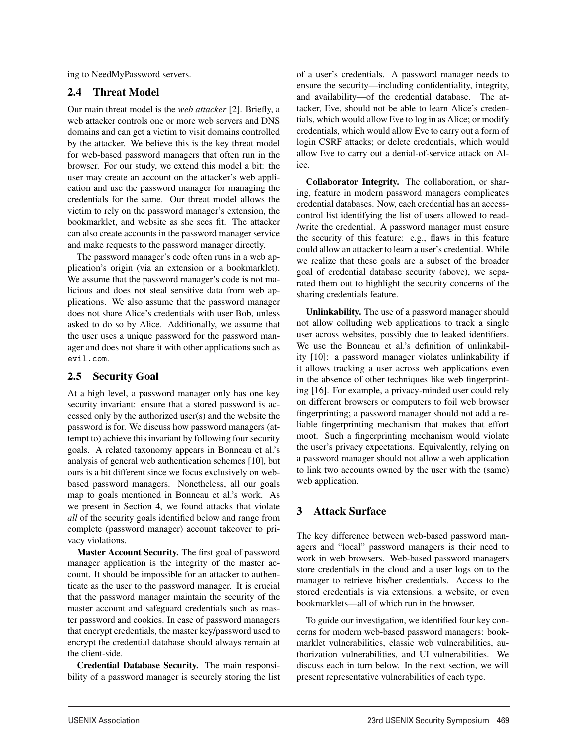ing to NeedMyPassword servers.

## 2.4 Threat Model

Our main threat model is the *web attacker* [2]. Briefly, a web attacker controls one or more web servers and DNS domains and can get a victim to visit domains controlled by the attacker. We believe this is the key threat model for web-based password managers that often run in the browser. For our study, we extend this model a bit: the user may create an account on the attacker's web application and use the password manager for managing the credentials for the same. Our threat model allows the victim to rely on the password manager's extension, the bookmarklet, and website as she sees fit. The attacker can also create accounts in the password manager service and make requests to the password manager directly.

The password manager's code often runs in a web application's origin (via an extension or a bookmarklet). We assume that the password manager's code is not malicious and does not steal sensitive data from web applications. We also assume that the password manager does not share Alice's credentials with user Bob, unless asked to do so by Alice. Additionally, we assume that the user uses a unique password for the password manager and does not share it with other applications such as `evil.com`.

## 2.5 Security Goal

At a high level, a password manager only has one key security invariant: ensure that a stored password is accessed only by the authorized user(s) and the website the password is for. We discuss how password managers (attempt to) achieve this invariant by following four security goals. A related taxonomy appears in Bonneau et al.'s analysis of general web authentication schemes [10], but ours is a bit different since we focus exclusively on web-based password managers. Nonetheless, all our goals map to goals mentioned in Bonneau et al.'s work. As we present in Section 4, we found attacks that violate *all* of the security goals identified below and range from complete (password manager) account takeover to privacy violations.

**Master Account Security.** The first goal of password manager application is the integrity of the master account. It should be impossible for an attacker to authenticate as the user to the password manager. It is crucial that the password manager maintain the security of the master account and safeguard credentials such as master password and cookies. In case of password managers that encrypt credentials, the master key/password used to encrypt the credential database should always remain at the client-side.

**Credential Database Security.** The main responsibility of a password manager is securely storing the list of a user's credentials. A password manager needs to ensure the security—including confidentiality, integrity, and availability—of the credential database. The attacker, Eve, should not be able to learn Alice's credentials, which would allow Eve to log in as Alice; or modify credentials, which would allow Eve to carry out a form of login CSRF attacks; or delete credentials, which would allow Eve to carry out a denial-of-service attack on Alice.

**Collaborator Integrity.** The collaboration, or sharing, feature in modern password managers complicates credential databases. Now, each credential has an access-control list identifying the list of users allowed to read-/write the credential. A password manager must ensure the security of this feature: e.g., flaws in this feature could allow an attacker to learn a user's credential. While we realize that these goals are a subset of the broader goal of credential database security (above), we separated them out to highlight the security concerns of the sharing credentials feature.

**Unlinkability.** The use of a password manager should not allow colluding web applications to track a single user across websites, possibly due to leaked identifiers. We use the Bonneau et al.'s definition of unlinkability [10]: a password manager violates unlinkability if it allows tracking a user across web applications even in the absence of other techniques like web fingerprinting [16]. For example, a privacy-minded user could rely on different browsers or computers to foil web browser fingerprinting; a password manager should not add a reliable fingerprinting mechanism that makes that effort moot. Such a fingerprinting mechanism would violate the user's privacy expectations. Equivalently, relying on a password manager should not allow a web application to link two accounts owned by the user with the (same) web application.

# 3 Attack Surface

The key difference between web-based password managers and "local" password managers is their need to work in web browsers. Web-based password managers store credentials in the cloud and a user logs on to the manager to retrieve his/her credentials. Access to the stored credentials is via extensions, a website, or even bookmarklets—all of which run in the browser.

To guide our investigation, we identified four key concerns for modern web-based password managers: bookmarklet vulnerabilities, classic web vulnerabilities, authorization vulnerabilities, and UI vulnerabilities. We discuss each in turn below. In the next section, we will present representative vulnerabilities of each type.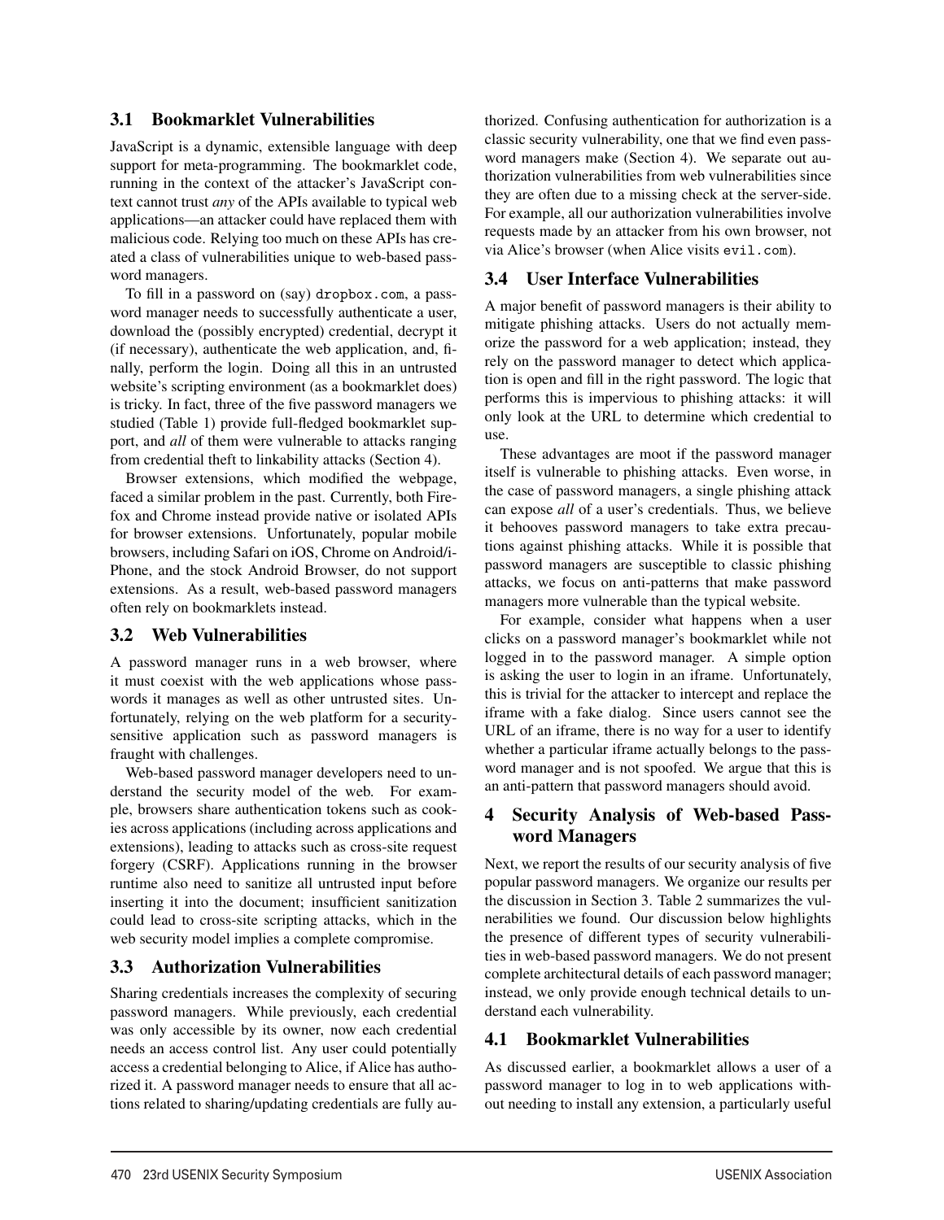### 3.1 Bookmarklet Vulnerabilities

JavaScript is a dynamic, extensible language with deep support for meta-programming. The bookmarklet code, running in the context of the attacker's JavaScript context cannot trust *any* of the APIs available to typical web applications—an attacker could have replaced them with malicious code. Relying too much on these APIs has created a class of vulnerabilities unique to web-based password managers.

To fill in a password on (say) `dropbox.com`, a password manager needs to successfully authenticate a user, download the (possibly encrypted) credential, decrypt it (if necessary), authenticate the web application, and, finally, perform the login. Doing all this in an untrusted website's scripting environment (as a bookmarklet does) is tricky. In fact, three of the five password managers we studied (Table 1) provide full-fledged bookmarklet support, and *all* of them were vulnerable to attacks ranging from credential theft to linkability attacks (Section 4).

Browser extensions, which modified the webpage, faced a similar problem in the past. Currently, both Firefox and Chrome instead provide native or isolated APIs for browser extensions. Unfortunately, popular mobile browsers, including Safari on iOS, Chrome on Android/iPhone, and the stock Android Browser, do not support extensions. As a result, web-based password managers often rely on bookmarklets instead.

### 3.2 Web Vulnerabilities

A password manager runs in a web browser, where it must coexist with the web applications whose passwords it manages as well as other untrusted sites. Unfortunately, relying on the web platform for a security-sensitive application such as password managers is fraught with challenges.

Web-based password manager developers need to understand the security model of the web. For example, browsers share authentication tokens such as cookies across applications (including across applications and extensions), leading to attacks such as cross-site request forgery (CSRF). Applications running in the browser runtime also need to sanitize all untrusted input before inserting it into the document; insufficient sanitization could lead to cross-site scripting attacks, which in the web security model implies a complete compromise.

### 3.3 Authorization Vulnerabilities

Sharing credentials increases the complexity of securing password managers. While previously, each credential was only accessible by its owner, now each credential needs an access control list. Any user could potentially access a credential belonging to Alice, if Alice has authorized it. A password manager needs to ensure that all actions related to sharing/updating credentials are fully authorized. Confusing authentication for authorization is a classic security vulnerability, one that we find even password managers make (Section 4). We separate out authorization vulnerabilities from web vulnerabilities since they are often due to a missing check at the server-side. For example, all our authorization vulnerabilities involve requests made by an attacker from his own browser, not via Alice's browser (when Alice visits `evil.com`).

### 3.4 User Interface Vulnerabilities

A major benefit of password managers is their ability to mitigate phishing attacks. Users do not actually memorize the password for a web application; instead, they rely on the password manager to detect which application is open and fill in the right password. The logic that performs this is impervious to phishing attacks: it will only look at the URL to determine which credential to use.

These advantages are moot if the password manager itself is vulnerable to phishing attacks. Even worse, in the case of password managers, a single phishing attack can expose *all* of a user's credentials. Thus, we believe it behooves password managers to take extra precautions against phishing attacks. While it is possible that password managers are susceptible to classic phishing attacks, we focus on anti-patterns that make password managers more vulnerable than the typical website.

For example, consider what happens when a user clicks on a password manager's bookmarklet while not logged in to the password manager. A simple option is asking the user to login in an iframe. Unfortunately, this is trivial for the attacker to intercept and replace the iframe with a fake dialog. Since users cannot see the URL of an iframe, there is no way for a user to identify whether a particular iframe actually belongs to the password manager and is not spoofed. We argue that this is an anti-pattern that password managers should avoid.

## 4 Security Analysis of Web-based Password Managers

Next, we report the results of our security analysis of five popular password managers. We organize our results per the discussion in Section 3. Table 2 summarizes the vulnerabilities we found. Our discussion below highlights the presence of different types of security vulnerabilities in web-based password managers. We do not present complete architectural details of each password manager; instead, we only provide enough technical details to understand each vulnerability.

### 4.1 Bookmarklet Vulnerabilities

As discussed earlier, a bookmarklet allows a user of a password manager to log in to web applications without needing to install any extension, a particularly useful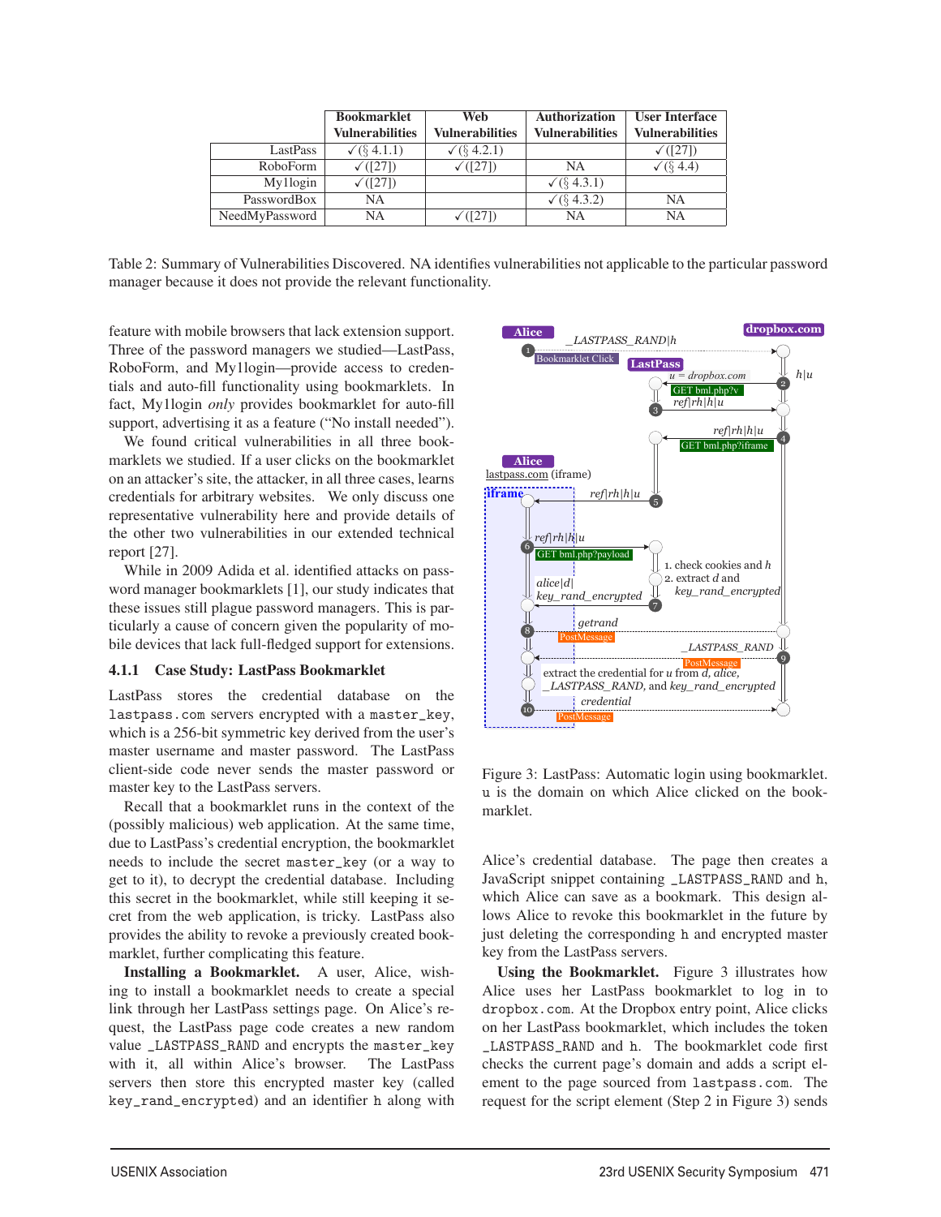| | Bookmarklet Vulnerabilities | Web Vulnerabilities | Authorization Vulnerabilities | User Interface Vulnerabilities |
|---|---|---|---|---|
| LastPass | ✓(§ 4.1.1) | ✓(§ 4.2.1) | | ✓([27]) |
| RoboForm | ✓([27]) | ✓([27]) | NA | ✓(§ 4.4) |
| My1login | ✓([27]) | | ✓(§ 4.3.1) | |
| PasswordBox | NA | | ✓(§ 4.3.2) | NA |
| NeedMyPassword | NA | ✓([27]) | NA | NA |

Table 2: Summary of Vulnerabilities Discovered. NA identifies vulnerabilities not applicable to the particular password manager because it does not provide the relevant functionality.

feature with mobile browsers that lack extension support. Three of the password managers we studied—LastPass, RoboForm, and My1login—provide access to credentials and auto-fill functionality using bookmarklets. In fact, My1login *only* provides bookmarklet for auto-fill support, advertising it as a feature ("No install needed").

We found critical vulnerabilities in all three bookmarklets we studied. If a user clicks on the bookmarklet on an attacker's site, the attacker, in all three cases, learns credentials for arbitrary websites. We only discuss one representative vulnerability here and provide details of the other two vulnerabilities in our extended technical report [27].

While in 2009 Adida et al. identified attacks on password manager bookmarklets [1], our study indicates that these issues still plague password managers. This is particularly a cause of concern given the popularity of mobile devices that lack full-fledged support for extensions.

### 4.1.1 Case Study: LastPass Bookmarklet

LastPass stores the credential database on the `lastpass.com` servers encrypted with a `master_key`, which is a 256-bit symmetric key derived from the user's master username and master password. The LastPass client-side code never sends the master password or master key to the LastPass servers.

Recall that a bookmarklet runs in the context of the (possibly malicious) web application. At the same time, due to LastPass's credential encryption, the bookmarklet needs to include the secret `master_key` (or a way to get to it), to decrypt the credential database. Including this secret in the bookmarklet, while still keeping it secret from the web application, is tricky. LastPass also provides the ability to revoke a previously created bookmarklet, further complicating this feature.

**Installing a Bookmarklet.** A user, Alice, wishing to install a bookmarklet needs to create a special link through her LastPass settings page. On Alice's request, the LastPass page code creates a new random value `_LASTPASS_RAND` and encrypts the `master_key` with it, all within Alice's browser. The LastPass servers then store this encrypted master key (called `key_rand_encrypted`) and an identifier `h` along with

Figure 3: LastPass: Automatic login using bookmarklet. u is the domain on which Alice clicked on the bookmarklet.

Alice's credential database. The page then creates a JavaScript snippet containing `_LASTPASS_RAND` and `h`, which Alice can save as a bookmark. This design allows Alice to revoke this bookmarklet in the future by just deleting the corresponding `h` and encrypted master key from the LastPass servers.

**Using the Bookmarklet.** Figure 3 illustrates how Alice uses her LastPass bookmarklet to log in to `dropbox.com`. At the Dropbox entry point, Alice clicks on her LastPass bookmarklet, which includes the token `_LASTPASS_RAND` and `h`. The bookmarklet code first checks the current page's domain and adds a script element to the page sourced from `lastpass.com`. The request for the script element (Step 2 in Figure 3) sends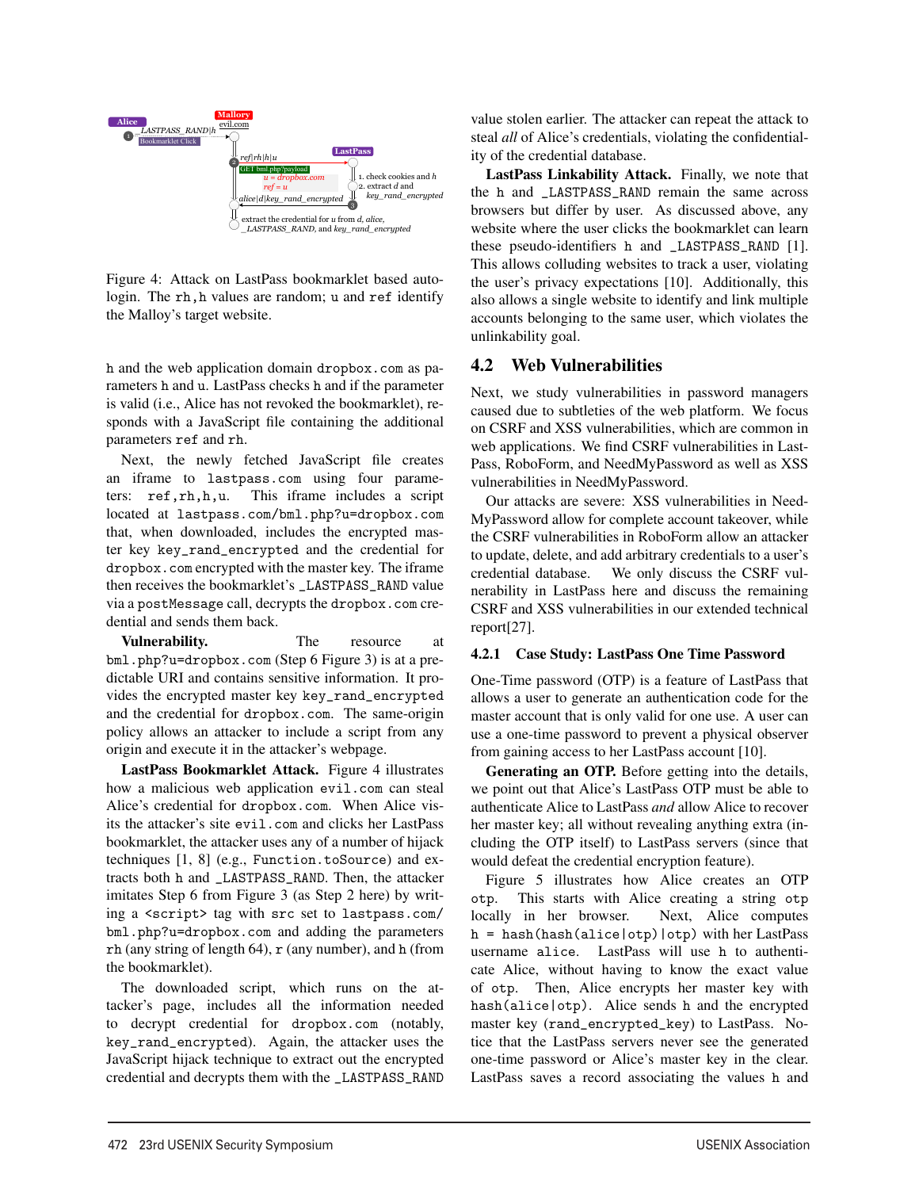Figure 4: Attack on LastPass bookmarklet based auto-login. The rh,h values are random; u and ref identify the Malloy's target website.

h and the web application domain dropbox.com as parameters h and u. LastPass checks h and if the parameter is valid (i.e., Alice has not revoked the bookmarklet), responds with a JavaScript file containing the additional parameters ref and rh.

Next, the newly fetched JavaScript file creates an iframe to lastpass.com using four parameters: ref,rh,h,u. This iframe includes a script located at lastpass.com/bml.php?u=dropbox.com that, when downloaded, includes the encrypted master key key_rand_encrypted and the credential for dropbox.com encrypted with the master key. The iframe then receives the bookmarklet's _LASTPASS_RAND value via a postMessage call, decrypts the dropbox.com credential and sends them back.

**Vulnerability.** The resource at bml.php?u=dropbox.com (Step 6 Figure 3) is at a predictable URI and contains sensitive information. It provides the encrypted master key key_rand_encrypted and the credential for dropbox.com. The same-origin policy allows an attacker to include a script from any origin and execute it in the attacker's webpage.

**LastPass Bookmarklet Attack.** Figure 4 illustrates how a malicious web application evil.com can steal Alice's credential for dropbox.com. When Alice visits the attacker's site evil.com and clicks her LastPass bookmarklet, the attacker uses any of a number of hijack techniques [1, 8] (e.g., Function.toSource) and extracts both h and _LASTPASS_RAND. Then, the attacker imitates Step 6 from Figure 3 (as Step 2 here) by writing a <script> tag with src set to lastpass.com/bml.php?u=dropbox.com and adding the parameters rh (any string of length 64), r (any number), and h (from the bookmarklet).

The downloaded script, which runs on the attacker's page, includes all the information needed to decrypt credential for dropbox.com (notably, key_rand_encrypted). Again, the attacker uses the JavaScript hijack technique to extract out the encrypted credential and decrypts them with the _LASTPASS_RAND value stolen earlier. The attacker can repeat the attack to steal *all* of Alice's credentials, violating the confidentiality of the credential database.

**LastPass Linkability Attack.** Finally, we note that the h and _LASTPASS_RAND remain the same across browsers but differ by user. As discussed above, any website where the user clicks the bookmarklet can learn these pseudo-identifiers h and _LASTPASS_RAND [1]. This allows colluding websites to track a user, violating the user's privacy expectations [10]. Additionally, this also allows a single website to identify and link multiple accounts belonging to the same user, which violates the unlinkability goal.

## 4.2 Web Vulnerabilities

Next, we study vulnerabilities in password managers caused due to subtleties of the web platform. We focus on CSRF and XSS vulnerabilities, which are common in web applications. We find CSRF vulnerabilities in LastPass, RoboForm, and NeedMyPassword as well as XSS vulnerabilities in NeedMyPassword.

Our attacks are severe: XSS vulnerabilities in NeedMyPassword allow for complete account takeover, while the CSRF vulnerabilities in RoboForm allow an attacker to update, delete, and add arbitrary credentials to a user's credential database. We only discuss the CSRF vulnerability in LastPass here and discuss the remaining CSRF and XSS vulnerabilities in our extended technical report[27].

### 4.2.1 Case Study: LastPass One Time Password

One-Time password (OTP) is a feature of LastPass that allows a user to generate an authentication code for the master account that is only valid for one use. A user can use a one-time password to prevent a physical observer from gaining access to her LastPass account [10].

**Generating an OTP.** Before getting into the details, we point out that Alice's LastPass OTP must be able to authenticate Alice to LastPass *and* allow Alice to recover her master key; all without revealing anything extra (including the OTP itself) to LastPass servers (since that would defeat the credential encryption feature).

Figure 5 illustrates how Alice creates an OTP otp. This starts with Alice creating a string otp locally in her browser. Next, Alice computes h = hash(hash(alice|otp)|otp) with her LastPass username alice. LastPass will use h to authenticate Alice, without having to know the exact value of otp. Then, Alice encrypts her master key with hash(alice|otp). Alice sends h and the encrypted master key (rand_encrypted_key) to LastPass. Notice that the LastPass servers never see the generated one-time password or Alice's master key in the clear. LastPass saves a record associating the values h and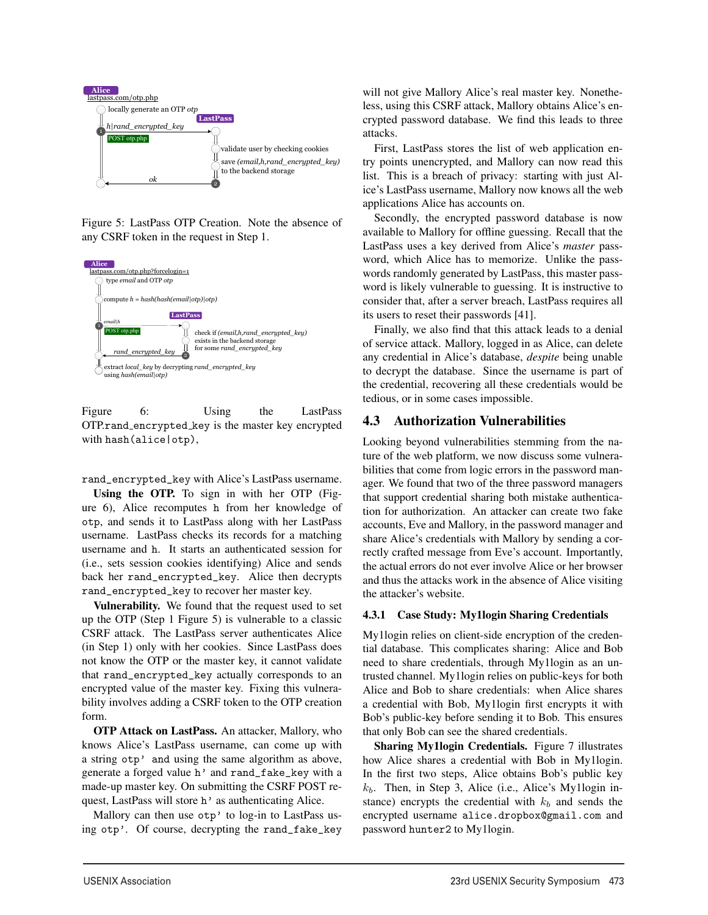Alice
lastpass.com/otp.php

locally generate an OTP *otp*

LastPass

*h|rand_encrypted_key*

POST otp.php

validate user by checking cookies

save *(email,h,rand_encrypted_key)* to the backend storage

*ok*

Figure 5: LastPass OTP Creation. Note the absence of any CSRF token in the request in Step 1.

Alice
lastpass.com/otp.php?forcelogin=1

type *email* and OTP *otp*

compute *h = hash(hash(email|otp)|otp)*

LastPass

*email|h*

POST otp.php

check if *(email,h,rand_encrypted_key)* exists in the backend storage for some *rand_encrypted_key*

*rand_encrypted_key*

extract *local_key* by decrypting *rand_encrypted_key* using *hash(email|otp)*

Figure 6: Using the LastPass OTP.`rand_encrypted_key` is the master key encrypted with `hash(alice|otp)`,

`rand_encrypted_key` with Alice's LastPass username.

**Using the OTP.** To sign in with her OTP (Figure 6), Alice recomputes `h` from her knowledge of `otp`, and sends it to LastPass along with her LastPass username. LastPass checks its records for a matching username and `h`. It starts an authenticated session for (i.e., sets session cookies identifying) Alice and sends back her `rand_encrypted_key`. Alice then decrypts `rand_encrypted_key` to recover her master key.

**Vulnerability.** We found that the request used to set up the OTP (Step 1 Figure 5) is vulnerable to a classic CSRF attack. The LastPass server authenticates Alice (in Step 1) only with her cookies. Since LastPass does not know the OTP or the master key, it cannot validate that `rand_encrypted_key` actually corresponds to an encrypted value of the master key. Fixing this vulnerability involves adding a CSRF token to the OTP creation form.

**OTP Attack on LastPass.** An attacker, Mallory, who knows Alice's LastPass username, can come up with a string `otp'` and using the same algorithm as above, generate a forged value `h'` and `rand_fake_key` with a made-up master key. On submitting the CSRF POST request, LastPass will store `h'` as authenticating Alice.

Mallory can then use `otp'` to log-in to LastPass using `otp'`. Of course, decrypting the `rand_fake_key` will not give Mallory Alice's real master key. Nonetheless, using this CSRF attack, Mallory obtains Alice's encrypted password database. We find this leads to three attacks.

First, LastPass stores the list of web application entry points unencrypted, and Mallory can now read this list. This is a breach of privacy: starting with just Alice's LastPass username, Mallory now knows all the web applications Alice has accounts on.

Secondly, the encrypted password database is now available to Mallory for offline guessing. Recall that the LastPass uses a key derived from Alice's *master* password, which Alice has to memorize. Unlike the passwords randomly generated by LastPass, this master password is likely vulnerable to guessing. It is instructive to consider that, after a server breach, LastPass requires all its users to reset their passwords [41].

Finally, we also find that this attack leads to a denial of service attack. Mallory, logged in as Alice, can delete any credential in Alice's database, *despite* being unable to decrypt the database. Since the username is part of the credential, recovering all these credentials would be tedious, or in some cases impossible.

## 4.3 Authorization Vulnerabilities

Looking beyond vulnerabilities stemming from the nature of the web platform, we now discuss some vulnerabilities that come from logic errors in the password manager. We found that two of the three password managers that support credential sharing both mistake authentication for authorization. An attacker can create two fake accounts, Eve and Mallory, in the password manager and share Alice's credentials with Mallory by sending a correctly crafted message from Eve's account. Importantly, the actual errors do not ever involve Alice or her browser and thus the attacks work in the absence of Alice visiting the attacker's website.

### 4.3.1 Case Study: My1login Sharing Credentials

My1login relies on client-side encryption of the credential database. This complicates sharing: Alice and Bob need to share credentials, through My1login as an untrusted channel. My1login relies on public-keys for both Alice and Bob to share credentials: when Alice shares a credential with Bob, My1login first encrypts it with Bob's public-key before sending it to Bob. This ensures that only Bob can see the shared credentials.

**Sharing My1login Credentials.** Figure 7 illustrates how Alice shares a credential with Bob in My1login. In the first two steps, Alice obtains Bob's public key $k_b$. Then, in Step 3, Alice (i.e., Alice's My1login instance) encrypts the credential with $k_b$ and sends the encrypted username `alice.dropbox@gmail.com` and password `hunter2` to My1login.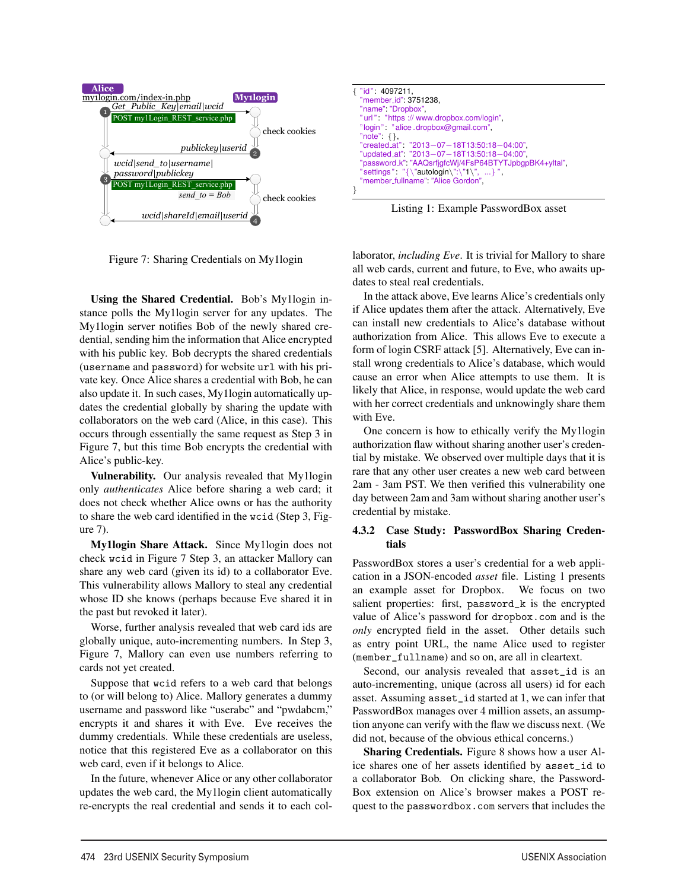Figure 7: Sharing Credentials on My1login

**Using the Shared Credential.** Bob's My1login instance polls the My1login server for any updates. The My1login server notifies Bob of the newly shared credential, sending him the information that Alice encrypted with his public key. Bob decrypts the shared credentials (`username` and `password`) for website `url` with his private key. Once Alice shares a credential with Bob, he can also update it. In such cases, My1login automatically updates the credential globally by sharing the update with collaborators on the web card (Alice, in this case). This occurs through essentially the same request as Step 3 in Figure 7, but this time Bob encrypts the credential with Alice's public-key.

**Vulnerability.** Our analysis revealed that My1login only *authenticates* Alice before sharing a web card; it does not check whether Alice owns or has the authority to share the web card identified in the `wcid` (Step 3, Figure 7).

**My1login Share Attack.** Since My1login does not check `wcid` in Figure 7 Step 3, an attacker Mallory can share any web card (given its id) to a collaborator Eve. This vulnerability allows Mallory to steal any credential whose ID she knows (perhaps because Eve shared it in the past but revoked it later).

Worse, further analysis revealed that web card ids are globally unique, auto-incrementing numbers. In Step 3, Figure 7, Mallory can even use numbers referring to cards not yet created.

Suppose that `wcid` refers to a web card that belongs to (or will belong to) Alice. Mallory generates a dummy username and password like "userabc" and "pwdabcm," encrypts it and shares it with Eve. Eve receives the dummy credentials. While these credentials are useless, notice that this registered Eve as a collaborator on this web card, even if it belongs to Alice.

In the future, whenever Alice or any other collaborator updates the web card, the My1login client automatically re-encrypts the real credential and sends it to each collaborator, *including Eve*. It is trivial for Mallory to share all web cards, current and future, to Eve, who awaits updates to steal real credentials.

In the attack above, Eve learns Alice's credentials only if Alice updates them after the attack. Alternatively, Eve can install new credentials to Alice's database without authorization from Alice. This allows Eve to execute a form of login CSRF attack [5]. Alternatively, Eve can install wrong credentials to Alice's database, which would cause an error when Alice attempts to use them. It is likely that Alice, in response, would update the web card with her correct credentials and unknowingly share them with Eve.

One concern is how to ethically verify the My1login authorization flaw without sharing another user's credential by mistake. We observed over multiple days that it is rare that any other user creates a new web card between 2am - 3am PST. We then verified this vulnerability one day between 2am and 3am without sharing another user's credential by mistake.

```
{ "id": 4097211,
  "member_id": 3751238,
  "name": "Dropbox",
  "url": "https://www.dropbox.com/login",
  "login": "alice.dropbox@gmail.com",
  "note": {},
  "created_at": "2013-07-18T13:50:18-04:00",
  "updated_at": "2013-07-18T13:50:18-04:00",
  "password_k": "AAQsrfjgfcWj/4FsP64BTYTJpbgpBK4+yltal",
  "settings": "{\"autologin\":\"1\", ...}",
  "member_fullname": "Alice Gordon",
}
```

Listing 1: Example PasswordBox asset

#### 4.3.2 Case Study: PasswordBox Sharing Credentials

PasswordBox stores a user's credential for a web application in a JSON-encoded *asset* file. Listing 1 presents an example asset for Dropbox. We focus on two salient properties: first, `password_k` is the encrypted value of Alice's password for `dropbox.com` and is the *only* encrypted field in the asset. Other details such as entry point URL, the name Alice used to register (`member_fullname`) and so on, are all in cleartext.

Second, our analysis revealed that `asset_id` is an auto-incrementing, unique (across all users) id for each asset. Assuming `asset_id` started at 1, we can infer that PasswordBox manages over 4 million assets, an assumption anyone can verify with the flaw we discuss next. (We did not, because of the obvious ethical concerns.)

**Sharing Credentials.** Figure 8 shows how a user Alice shares one of her assets identified by `asset_id` to a collaborator Bob. On clicking share, the PasswordBox extension on Alice's browser makes a POST request to the `passwordbox.com` servers that includes the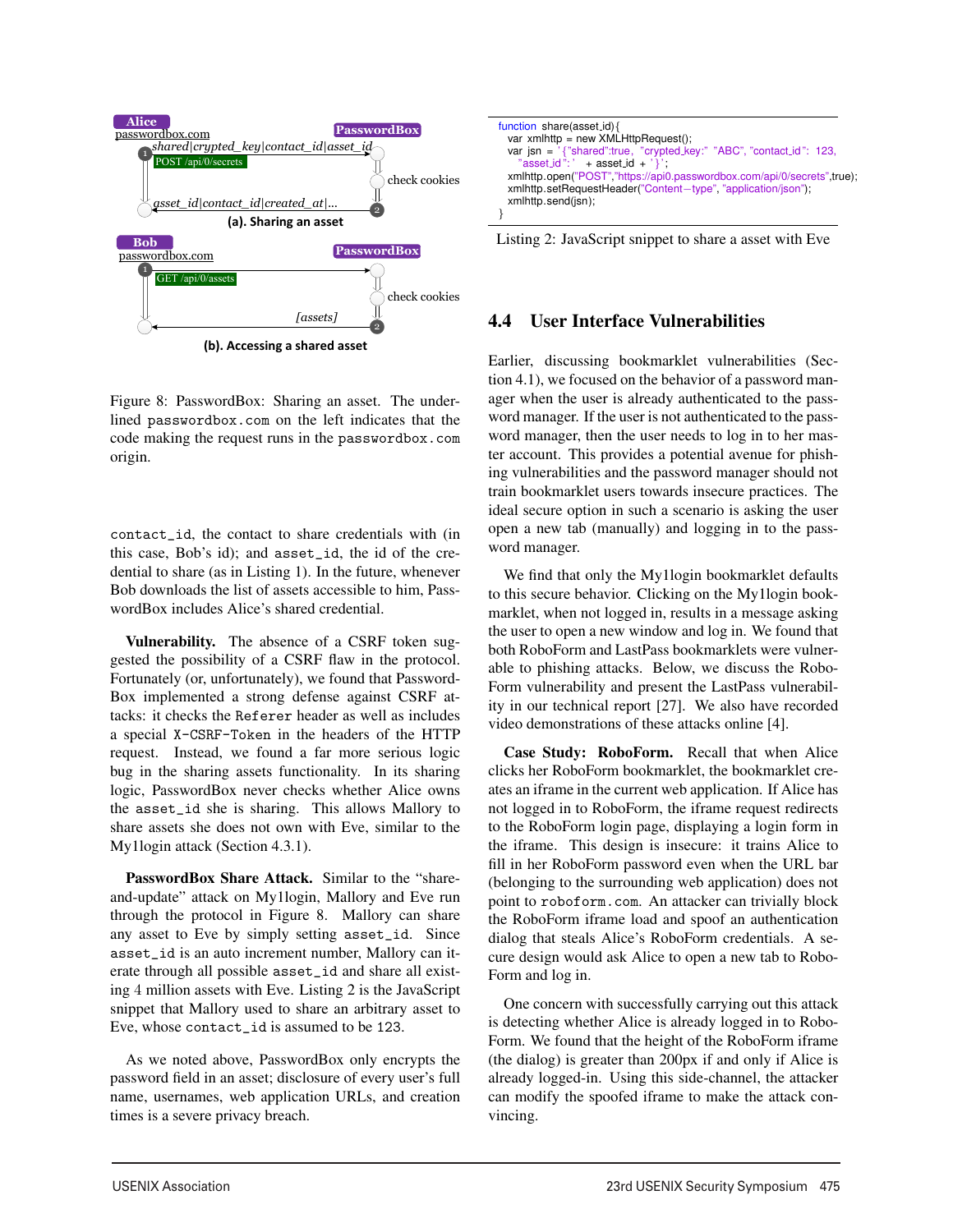Figure 8: PasswordBox: Sharing an asset. The underlined passwordbox.com on the left indicates that the code making the request runs in the passwordbox.com origin.

contact_id, the contact to share credentials with (in this case, Bob's id); and asset_id, the id of the credential to share (as in Listing 1). In the future, whenever Bob downloads the list of assets accessible to him, PasswordBox includes Alice's shared credential.

**Vulnerability.** The absence of a CSRF token suggested the possibility of a CSRF flaw in the protocol. Fortunately (or, unfortunately), we found that PasswordBox implemented a strong defense against CSRF attacks: it checks the Referer header as well as includes a special X-CSRF-Token in the headers of the HTTP request. Instead, we found a far more serious logic bug in the sharing assets functionality. In its sharing logic, PasswordBox never checks whether Alice owns the asset_id she is sharing. This allows Mallory to share assets she does not own with Eve, similar to the My1login attack (Section 4.3.1).

**PasswordBox Share Attack.** Similar to the "share-and-update" attack on My1login, Mallory and Eve run through the protocol in Figure 8. Mallory can share any asset to Eve by simply setting asset_id. Since asset_id is an auto increment number, Mallory can iterate through all possible asset_id and share all existing 4 million assets with Eve. Listing 2 is the JavaScript snippet that Mallory used to share an arbitrary asset to Eve, whose contact_id is assumed to be 123.

As we noted above, PasswordBox only encrypts the password field in an asset; disclosure of every user's full name, usernames, web application URLs, and creation times is a severe privacy breach.

```
function share(asset_id){
  var xmlhttp = new XMLHttpRequest();
  var jsn = '{"shared":true, "crypted_key:" "ABC", "contact_id": 123,
    "asset_id": ' + asset_id + '}';
  xmlhttp.open("POST","https://api0.passwordbox.com/api/0/secrets",true);
  xmlhttp.setRequestHeader("Content-type", "application/json");
  xmlhttp.send(jsn);
}
```

Listing 2: JavaScript snippet to share a asset with Eve

## 4.4 User Interface Vulnerabilities

Earlier, discussing bookmarklet vulnerabilities (Section 4.1), we focused on the behavior of a password manager when the user is already authenticated to the password manager. If the user is not authenticated to the password manager, then the user needs to log in to her master account. This provides a potential avenue for phishing vulnerabilities and the password manager should not train bookmarklet users towards insecure practices. The ideal secure option in such a scenario is asking the user open a new tab (manually) and logging in to the password manager.

We find that only the My1login bookmarklet defaults to this secure behavior. Clicking on the My1login bookmarklet, when not logged in, results in a message asking the user to open a new window and log in. We found that both RoboForm and LastPass bookmarklets were vulnerable to phishing attacks. Below, we discuss the RoboForm vulnerability and present the LastPass vulnerability in our technical report [27]. We also have recorded video demonstrations of these attacks online [4].

**Case Study: RoboForm.** Recall that when Alice clicks her RoboForm bookmarklet, the bookmarklet creates an iframe in the current web application. If Alice has not logged in to RoboForm, the iframe request redirects to the RoboForm login page, displaying a login form in the iframe. This design is insecure: it trains Alice to fill in her RoboForm password even when the URL bar (belonging to the surrounding web application) does not point to roboform.com. An attacker can trivially block the RoboForm iframe load and spoof an authentication dialog that steals Alice's RoboForm credentials. A secure design would ask Alice to open a new tab to RoboForm and log in.

One concern with successfully carrying out this attack is detecting whether Alice is already logged in to RoboForm. We found that the height of the RoboForm iframe (the dialog) is greater than 200px if and only if Alice is already logged-in. Using this side-channel, the attacker can modify the spoofed iframe to make the attack convincing.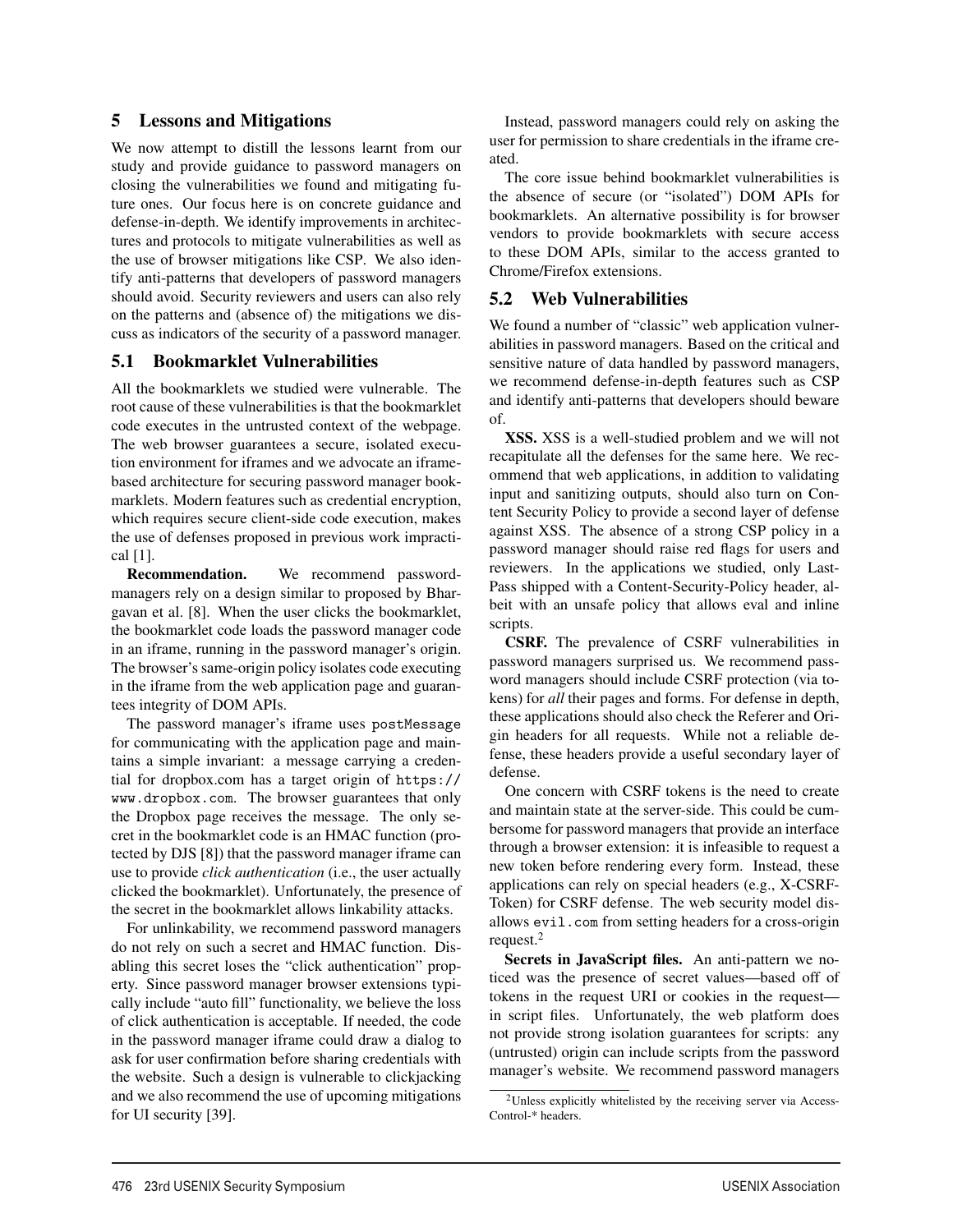## 5 Lessons and Mitigations

We now attempt to distill the lessons learnt from our study and provide guidance to password managers on closing the vulnerabilities we found and mitigating future ones. Our focus here is on concrete guidance and defense-in-depth. We identify improvements in architectures and protocols to mitigate vulnerabilities as well as the use of browser mitigations like CSP. We also identify anti-patterns that developers of password managers should avoid. Security reviewers and users can also rely on the patterns and (absence of) the mitigations we discuss as indicators of the security of a password manager.

### 5.1 Bookmarklet Vulnerabilities

All the bookmarklets we studied were vulnerable. The root cause of these vulnerabilities is that the bookmarklet code executes in the untrusted context of the webpage. The web browser guarantees a secure, isolated execution environment for iframes and we advocate an iframe-based architecture for securing password manager bookmarklets. Modern features such as credential encryption, which requires secure client-side code execution, makes the use of defenses proposed in previous work impractical [1].

**Recommendation.** We recommend password-managers rely on a design similar to proposed by Bhargavan et al. [8]. When the user clicks the bookmarklet, the bookmarklet code loads the password manager code in an iframe, running in the password manager's origin. The browser's same-origin policy isolates code executing in the iframe from the web application page and guarantees integrity of DOM APIs.

The password manager's iframe uses `postMessage` for communicating with the application page and maintains a simple invariant: a message carrying a credential for dropbox.com has a target origin of `https://www.dropbox.com`. The browser guarantees that only the Dropbox page receives the message. The only secret in the bookmarklet code is an HMAC function (protected by DJS [8]) that the password manager iframe can use to provide *click authentication* (i.e., the user actually clicked the bookmarklet). Unfortunately, the presence of the secret in the bookmarklet allows linkability attacks.

For unlinkability, we recommend password managers do not rely on such a secret and HMAC function. Disabling this secret loses the "click authentication" property. Since password manager browser extensions typically include "auto fill" functionality, we believe the loss of click authentication is acceptable. If needed, the code in the password manager iframe could draw a dialog to ask for user confirmation before sharing credentials with the website. Such a design is vulnerable to clickjacking and we also recommend the use of upcoming mitigations for UI security [39].

Instead, password managers could rely on asking the user for permission to share credentials in the iframe created.

The core issue behind bookmarklet vulnerabilities is the absence of secure (or "isolated") DOM APIs for bookmarklets. An alternative possibility is for browser vendors to provide bookmarklets with secure access to these DOM APIs, similar to the access granted to Chrome/Firefox extensions.

### 5.2 Web Vulnerabilities

We found a number of "classic" web application vulnerabilities in password managers. Based on the critical and sensitive nature of data handled by password managers, we recommend defense-in-depth features such as CSP and identify anti-patterns that developers should beware of.

**XSS.** XSS is a well-studied problem and we will not recapitulate all the defenses for the same here. We recommend that web applications, in addition to validating input and sanitizing outputs, should also turn on Content Security Policy to provide a second layer of defense against XSS. The absence of a strong CSP policy in a password manager should raise red flags for users and reviewers. In the applications we studied, only LastPass shipped with a Content-Security-Policy header, albeit with an unsafe policy that allows eval and inline scripts.

**CSRF.** The prevalence of CSRF vulnerabilities in password managers surprised us. We recommend password managers should include CSRF protection (via tokens) for *all* their pages and forms. For defense in depth, these applications should also check the Referer and Origin headers for all requests. While not a reliable defense, these headers provide a useful secondary layer of defense.

One concern with CSRF tokens is the need to create and maintain state at the server-side. This could be cumbersome for password managers that provide an interface through a browser extension: it is infeasible to request a new token before rendering every form. Instead, these applications can rely on special headers (e.g., X-CSRF-Token) for CSRF defense. The web security model disallows `evil.com` from setting headers for a cross-origin request.[2]

**Secrets in JavaScript files.** An anti-pattern we noticed was the presence of secret values—based off of tokens in the request URI or cookies in the request—in script files. Unfortunately, the web platform does not provide strong isolation guarantees for scripts: any (untrusted) origin can include scripts from the password manager's website. We recommend password managers

[2] Unless explicitly whitelisted by the receiving server via Access-Control-* headers.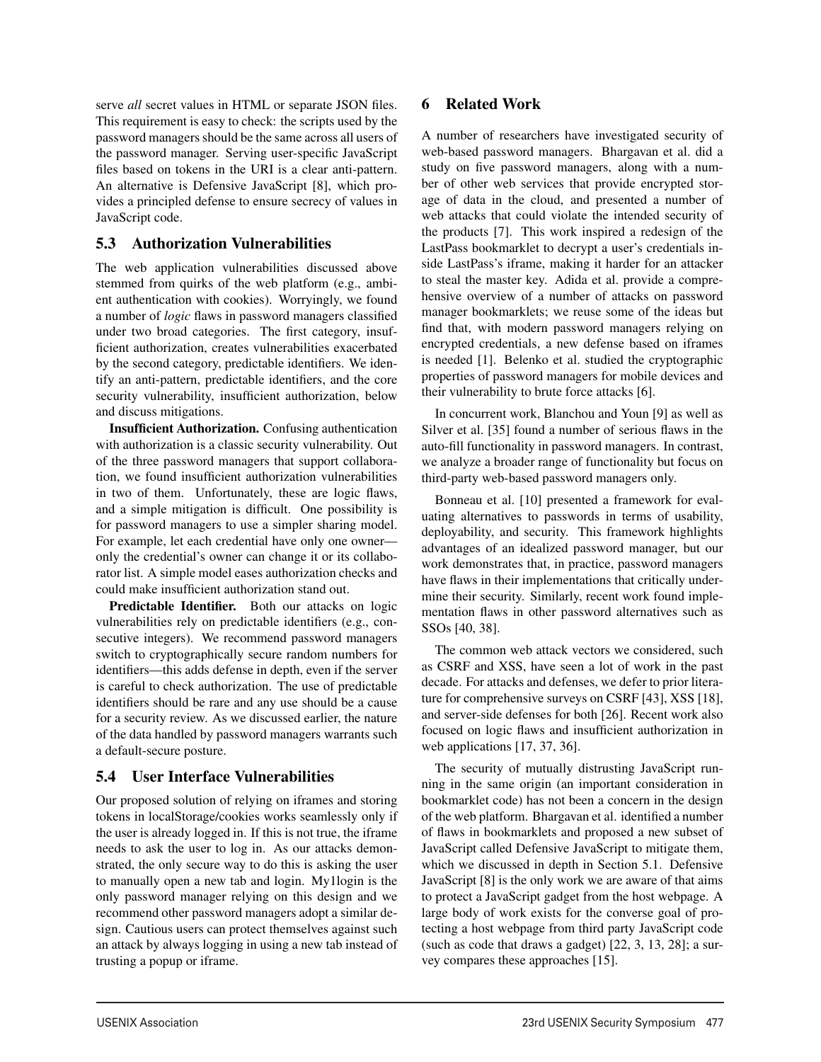serve *all* secret values in HTML or separate JSON files. This requirement is easy to check: the scripts used by the password managers should be the same across all users of the password manager. Serving user-specific JavaScript files based on tokens in the URI is a clear anti-pattern. An alternative is Defensive JavaScript [8], which provides a principled defense to ensure secrecy of values in JavaScript code.

## 5.3 Authorization Vulnerabilities

The web application vulnerabilities discussed above stemmed from quirks of the web platform (e.g., ambient authentication with cookies). Worryingly, we found a number of *logic* flaws in password managers classified under two broad categories. The first category, insufficient authorization, creates vulnerabilities exacerbated by the second category, predictable identifiers. We identify an anti-pattern, predictable identifiers, and the core security vulnerability, insufficient authorization, below and discuss mitigations.

**Insufficient Authorization.** Confusing authentication with authorization is a classic security vulnerability. Out of the three password managers that support collaboration, we found insufficient authorization vulnerabilities in two of them. Unfortunately, these are logic flaws, and a simple mitigation is difficult. One possibility is for password managers to use a simpler sharing model. For example, let each credential have only one owner—only the credential's owner can change it or its collaborator list. A simple model eases authorization checks and could make insufficient authorization stand out.

**Predictable Identifier.** Both our attacks on logic vulnerabilities rely on predictable identifiers (e.g., consecutive integers). We recommend password managers switch to cryptographically secure random numbers for identifiers—this adds defense in depth, even if the server is careful to check authorization. The use of predictable identifiers should be rare and any use should be a cause for a security review. As we discussed earlier, the nature of the data handled by password managers warrants such a default-secure posture.

## 5.4 User Interface Vulnerabilities

Our proposed solution of relying on iframes and storing tokens in localStorage/cookies works seamlessly only if the user is already logged in. If this is not true, the iframe needs to ask the user to log in. As our attacks demonstrated, the only secure way to do this is asking the user to manually open a new tab and login. My1login is the only password manager relying on this design and we recommend other password managers adopt a similar design. Cautious users can protect themselves against such an attack by always logging in using a new tab instead of trusting a popup or iframe.

# 6 Related Work

A number of researchers have investigated security of web-based password managers. Bhargavan et al. did a study on five password managers, along with a number of other web services that provide encrypted storage of data in the cloud, and presented a number of web attacks that could violate the intended security of the products [7]. This work inspired a redesign of the LastPass bookmarklet to decrypt a user's credentials inside LastPass's iframe, making it harder for an attacker to steal the master key. Adida et al. provide a comprehensive overview of a number of attacks on password manager bookmarklets; we reuse some of the ideas but find that, with modern password managers relying on encrypted credentials, a new defense based on iframes is needed [1]. Belenko et al. studied the cryptographic properties of password managers for mobile devices and their vulnerability to brute force attacks [6].

In concurrent work, Blanchou and Youn [9] as well as Silver et al. [35] found a number of serious flaws in the auto-fill functionality in password managers. In contrast, we analyze a broader range of functionality but focus on third-party web-based password managers only.

Bonneau et al. [10] presented a framework for evaluating alternatives to passwords in terms of usability, deployability, and security. This framework highlights advantages of an idealized password manager, but our work demonstrates that, in practice, password managers have flaws in their implementations that critically undermine their security. Similarly, recent work found implementation flaws in other password alternatives such as SSOs [40, 38].

The common web attack vectors we considered, such as CSRF and XSS, have seen a lot of work in the past decade. For attacks and defenses, we defer to prior literature for comprehensive surveys on CSRF [43], XSS [18], and server-side defenses for both [26]. Recent work also focused on logic flaws and insufficient authorization in web applications [17, 37, 36].

The security of mutually distrusting JavaScript running in the same origin (an important consideration in bookmarklet code) has not been a concern in the design of the web platform. Bhargavan et al. identified a number of flaws in bookmarklets and proposed a new subset of JavaScript called Defensive JavaScript to mitigate them, which we discussed in depth in Section 5.1. Defensive JavaScript [8] is the only work we are aware of that aims to protect a JavaScript gadget from the host webpage. A large body of work exists for the converse goal of protecting a host webpage from third party JavaScript code (such as code that draws a gadget) [22, 3, 13, 28]; a survey compares these approaches [15].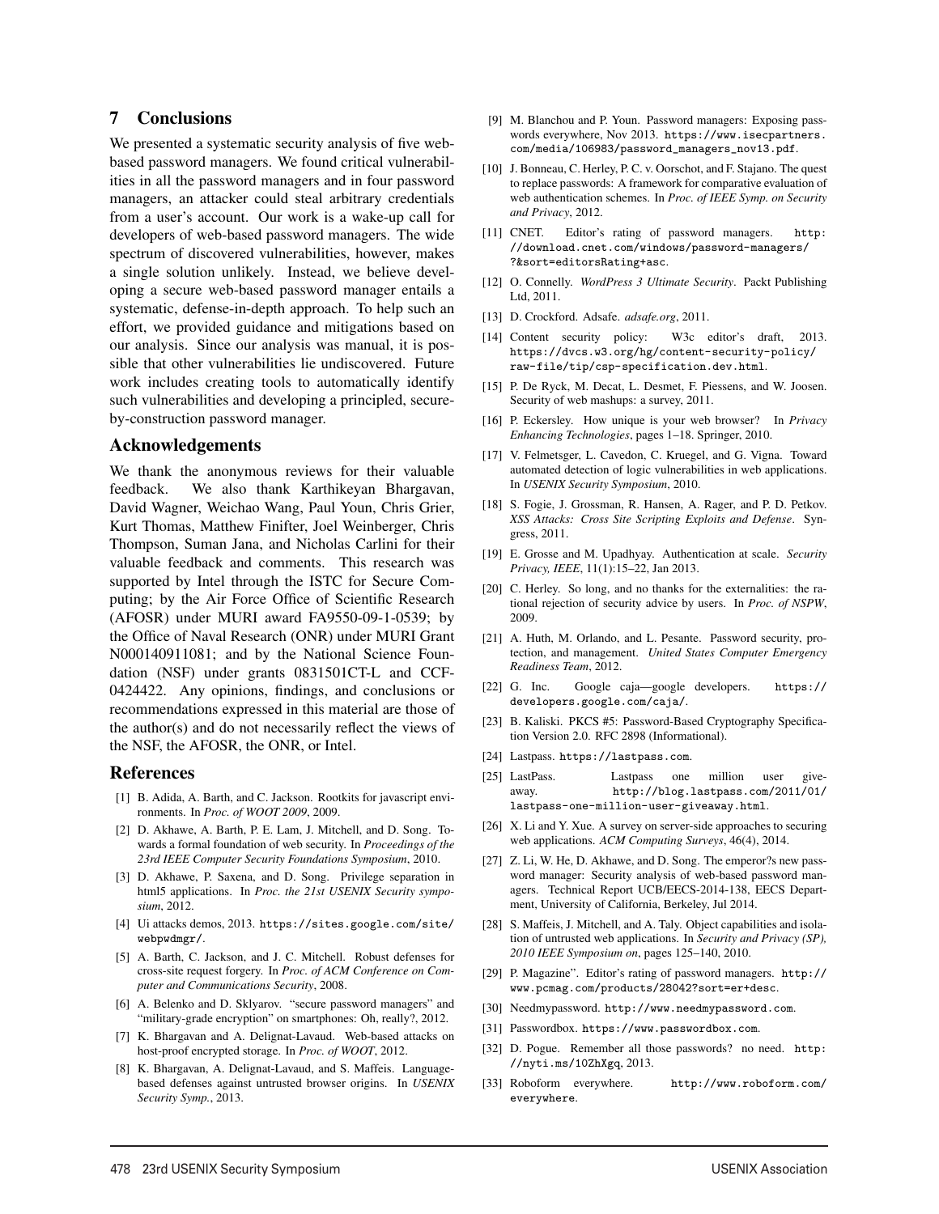## 7 Conclusions

We presented a systematic security analysis of five web-based password managers. We found critical vulnerabilities in all the password managers and in four password managers, an attacker could steal arbitrary credentials from a user's account. Our work is a wake-up call for developers of web-based password managers. The wide spectrum of discovered vulnerabilities, however, makes a single solution unlikely. Instead, we believe developing a secure web-based password manager entails a systematic, defense-in-depth approach. To help such an effort, we provided guidance and mitigations based on our analysis. Since our analysis was manual, it is possible that other vulnerabilities lie undiscovered. Future work includes creating tools to automatically identify such vulnerabilities and developing a principled, secure-by-construction password manager.

## Acknowledgements

We thank the anonymous reviews for their valuable feedback. We also thank Karthikeyan Bhargavan, David Wagner, Weichao Wang, Paul Youn, Chris Grier, Kurt Thomas, Matthew Finifter, Joel Weinberger, Chris Thompson, Suman Jana, and Nicholas Carlini for their valuable feedback and comments. This research was supported by Intel through the ISTC for Secure Computing; by the Air Force Office of Scientific Research (AFOSR) under MURI award FA9550-09-1-0539; by the Office of Naval Research (ONR) under MURI Grant N000140911081; and by the National Science Foundation (NSF) under grants 0831501CT-L and CCF-0424422. Any opinions, findings, and conclusions or recommendations expressed in this material are those of the author(s) and do not necessarily reflect the views of the NSF, the AFOSR, the ONR, or Intel.

## References

[1] B. Adida, A. Barth, and C. Jackson. Rootkits for javascript environments. In *Proc. of WOOT 2009*, 2009.

[2] D. Akhawe, A. Barth, P. E. Lam, J. Mitchell, and D. Song. Towards a formal foundation of web security. In *Proceedings of the 23rd IEEE Computer Security Foundations Symposium*, 2010.

[3] D. Akhawe, P. Saxena, and D. Song. Privilege separation in html5 applications. In *Proc. the 21st USENIX Security symposium*, 2012.

[4] Ui attacks demos, 2013. `https://sites.google.com/site/webpwdmgr/`.

[5] A. Barth, C. Jackson, and J. C. Mitchell. Robust defenses for cross-site request forgery. In *Proc. of ACM Conference on Computer and Communications Security*, 2008.

[6] A. Belenko and D. Sklyarov. "secure password managers" and "military-grade encryption" on smartphones: Oh, really?, 2012.

[7] K. Bhargavan and A. Delignat-Lavaud. Web-based attacks on host-proof encrypted storage. In *Proc. of WOOT*, 2012.

[8] K. Bhargavan, A. Delignat-Lavaud, and S. Maffeis. Language-based defenses against untrusted browser origins. In *USENIX Security Symp.*, 2013.

[9] M. Blanchou and P. Youn. Password managers: Exposing passwords everywhere, Nov 2013. `https://www.isecpartners.com/media/106983/password_managers_nov13.pdf`.

[10] J. Bonneau, C. Herley, P. C. v. Oorschot, and F. Stajano. The quest to replace passwords: A framework for comparative evaluation of web authentication schemes. In *Proc. of IEEE Symp. on Security and Privacy*, 2012.

[11] CNET. Editor's rating of password managers. `http://download.cnet.com/windows/password-managers/?&sort=editorsRating+asc`.

[12] O. Connelly. *WordPress 3 Ultimate Security*. Packt Publishing Ltd, 2011.

[13] D. Crockford. Adsafe. *adsafe.org*, 2011.

[14] Content security policy: W3c editor's draft, 2013. `https://dvcs.w3.org/hg/content-security-policy/raw-file/tip/csp-specification.dev.html`.

[15] P. De Ryck, M. Decat, L. Desmet, F. Piessens, and W. Joosen. Security of web mashups: a survey, 2011.

[16] P. Eckersley. How unique is your web browser? In *Privacy Enhancing Technologies*, pages 1–18. Springer, 2010.

[17] V. Felmetsger, L. Cavedon, C. Kruegel, and G. Vigna. Toward automated detection of logic vulnerabilities in web applications. In *USENIX Security Symposium*, 2010.

[18] S. Fogie, J. Grossman, R. Hansen, A. Rager, and P. D. Petkov. *XSS Attacks: Cross Site Scripting Exploits and Defense*. Syngress, 2011.

[19] E. Grosse and M. Upadhyay. Authentication at scale. *Security Privacy, IEEE*, 11(1):15–22, Jan 2013.

[20] C. Herley. So long, and no thanks for the externalities: the rational rejection of security advice by users. In *Proc. of NSPW*, 2009.

[21] A. Huth, M. Orlando, and L. Pesante. Password security, protection, and management. *United States Computer Emergency Readiness Team*, 2012.

[22] G. Inc. Google caja—google developers. `https://developers.google.com/caja/`.

[23] B. Kaliski. PKCS #5: Password-Based Cryptography Specification Version 2.0. RFC 2898 (Informational).

[24] Lastpass. `https://lastpass.com`.

[25] LastPass. Lastpass one million user giveaway. `http://blog.lastpass.com/2011/01/lastpass-one-million-user-giveaway.html`.

[26] X. Li and Y. Xue. A survey on server-side approaches to securing web applications. *ACM Computing Surveys*, 46(4), 2014.

[27] Z. Li, W. He, D. Akhawe, and D. Song. The emperor?s new password manager: Security analysis of web-based password managers. Technical Report UCB/EECS-2014-138, EECS Department, University of California, Berkeley, Jul 2014.

[28] S. Maffeis, J. Mitchell, and A. Taly. Object capabilities and isolation of untrusted web applications. In *Security and Privacy (SP), 2010 IEEE Symposium on*, pages 125–140, 2010.

[29] P. Magazine". Editor's rating of password managers. `http://www.pcmag.com/products/28042?sort=er+desc`.

[30] Needmypassword. `http://www.needmypassword.com`.

[31] Passwordbox. `https://www.passwordbox.com`.

[32] D. Pogue. Remember all those passwords? no need. `http://nyti.ms/10ZhXgq`, 2013.

[33] Roboform everywhere. `http://www.roboform.com/everywhere`.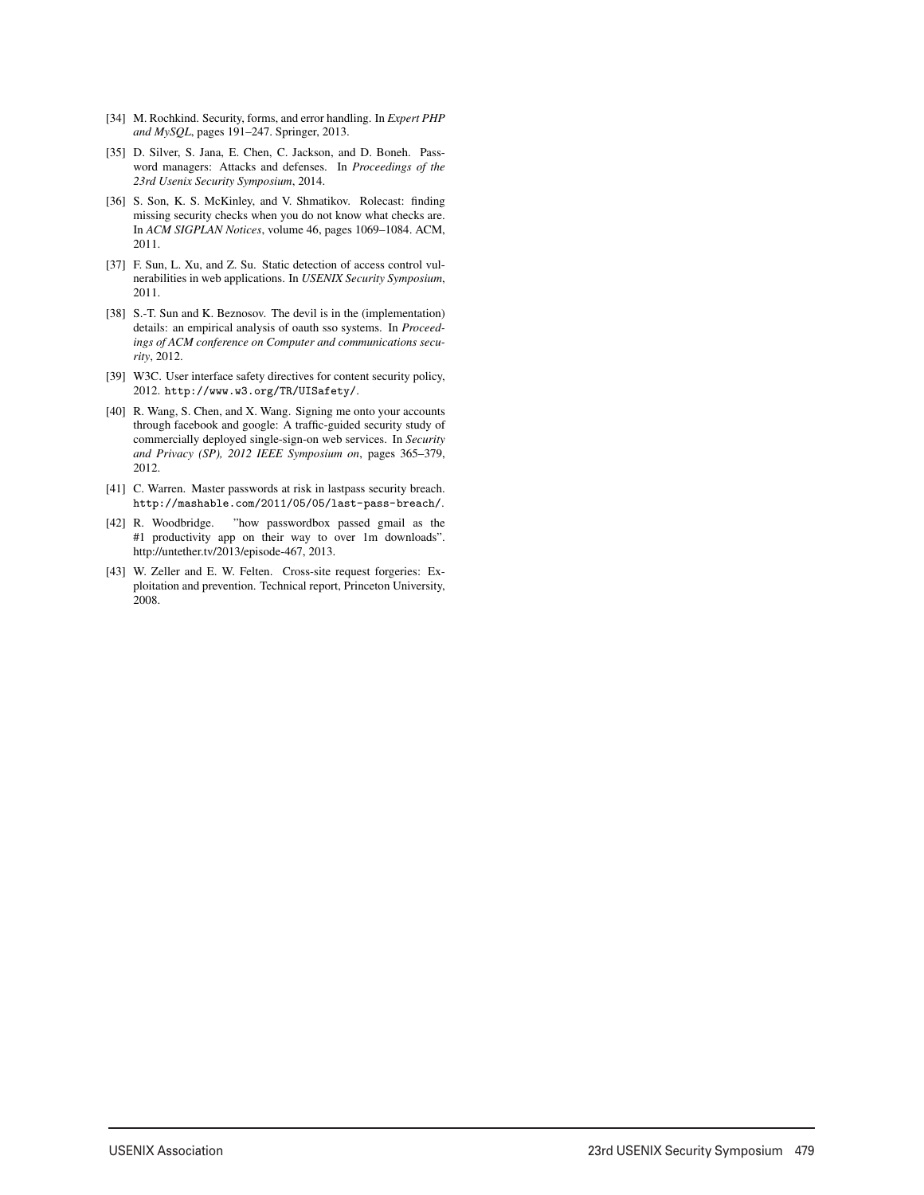[34] M. Rochkind. Security, forms, and error handling. In *Expert PHP and MySQL*, pages 191–247. Springer, 2013.

[35] D. Silver, S. Jana, E. Chen, C. Jackson, and D. Boneh. Password managers: Attacks and defenses. In *Proceedings of the 23rd Usenix Security Symposium*, 2014.

[36] S. Son, K. S. McKinley, and V. Shmatikov. Rolecast: finding missing security checks when you do not know what checks are. In *ACM SIGPLAN Notices*, volume 46, pages 1069–1084. ACM, 2011.

[37] F. Sun, L. Xu, and Z. Su. Static detection of access control vulnerabilities in web applications. In *USENIX Security Symposium*, 2011.

[38] S.-T. Sun and K. Beznosov. The devil is in the (implementation) details: an empirical analysis of oauth sso systems. In *Proceedings of ACM conference on Computer and communications security*, 2012.

[39] W3C. User interface safety directives for content security policy, 2012. `http://www.w3.org/TR/UISafety/`.

[40] R. Wang, S. Chen, and X. Wang. Signing me onto your accounts through facebook and google: A traffic-guided security study of commercially deployed single-sign-on web services. In *Security and Privacy (SP), 2012 IEEE Symposium on*, pages 365–379, 2012.

[41] C. Warren. Master passwords at risk in lastpass security breach. `http://mashable.com/2011/05/05/last-pass-breach/`.

[42] R. Woodbridge. "how passwordbox passed gmail as the #1 productivity app on their way to over 1m downloads". http://untether.tv/2013/episode-467, 2013.

[43] W. Zeller and E. W. Felten. Cross-site request forgeries: Exploitation and prevention. Technical report, Princeton University, 2008.